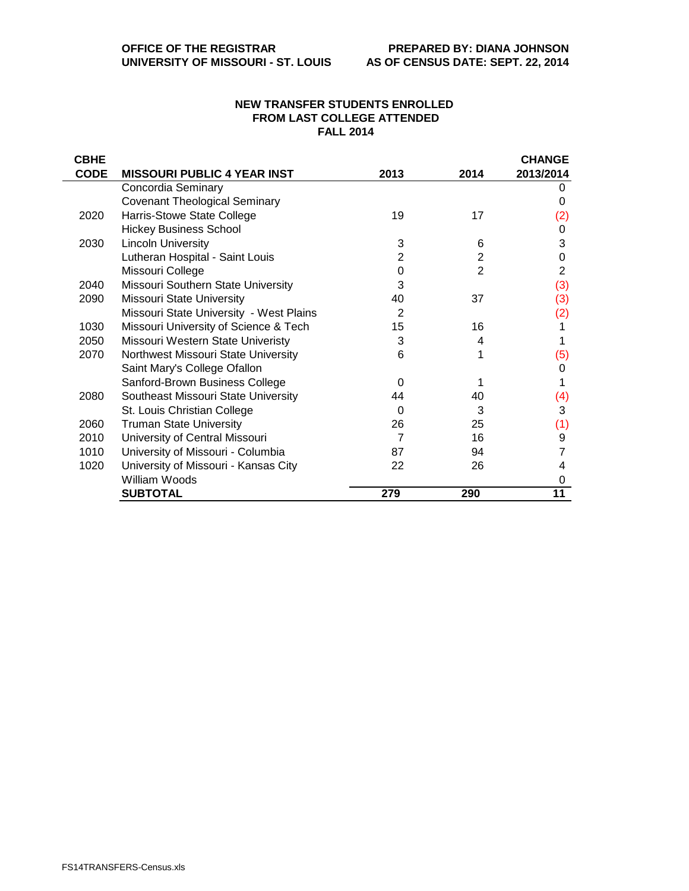**OFFICE OF THE REGISTRAR**
**UNIVERSITY OF MISSOURI - ST. LOUIS**

**PREPARED BY: DIANA JOHNSON**
**AS OF CENSUS DATE: SEPT. 22, 2014**

## NEW TRANSFER STUDENTS ENROLLED FROM LAST COLLEGE ATTENDED FALL 2014

| CBHE CODE | MISSOURI PUBLIC 4 YEAR INST | 2013 | 2014 | CHANGE 2013/2014 |
|---|---|---|---|---|
| | Concordia Seminary | | | 0 |
| | Covenant Theological Seminary | | | 0 |
| 2020 | Harris-Stowe State College | 19 | 17 | (2) |
| | Hickey Business School | | | 0 |
| 2030 | Lincoln University | 3 | 6 | 3 |
| | Lutheran Hospital - Saint Louis | 2 | 2 | 0 |
| | Missouri College | 0 | 2 | 2 |
| 2040 | Missouri Southern State University | 3 | | (3) |
| 2090 | Missouri State University | 40 | 37 | (3) |
| | Missouri State University - West Plains | 2 | | (2) |
| 1030 | Missouri University of Science & Tech | 15 | 16 | 1 |
| 2050 | Missouri Western State Univeristy | 3 | 4 | 1 |
| 2070 | Northwest Missouri State University | 6 | 1 | (5) |
| | Saint Mary's College Ofallon | | | 0 |
| | Sanford-Brown Business College | 0 | 1 | 1 |
| 2080 | Southeast Missouri State University | 44 | 40 | (4) |
| | St. Louis Christian College | 0 | 3 | 3 |
| 2060 | Truman State University | 26 | 25 | (1) |
| 2010 | University of Central Missouri | 7 | 16 | 9 |
| 1010 | University of Missouri - Columbia | 87 | 94 | 7 |
| 1020 | University of Missouri - Kansas City | 22 | 26 | 4 |
| | William Woods | | | 0 |
| | **SUBTOTAL** | **279** | **290** | **11** |

FS14TRANSFERS-Census.xls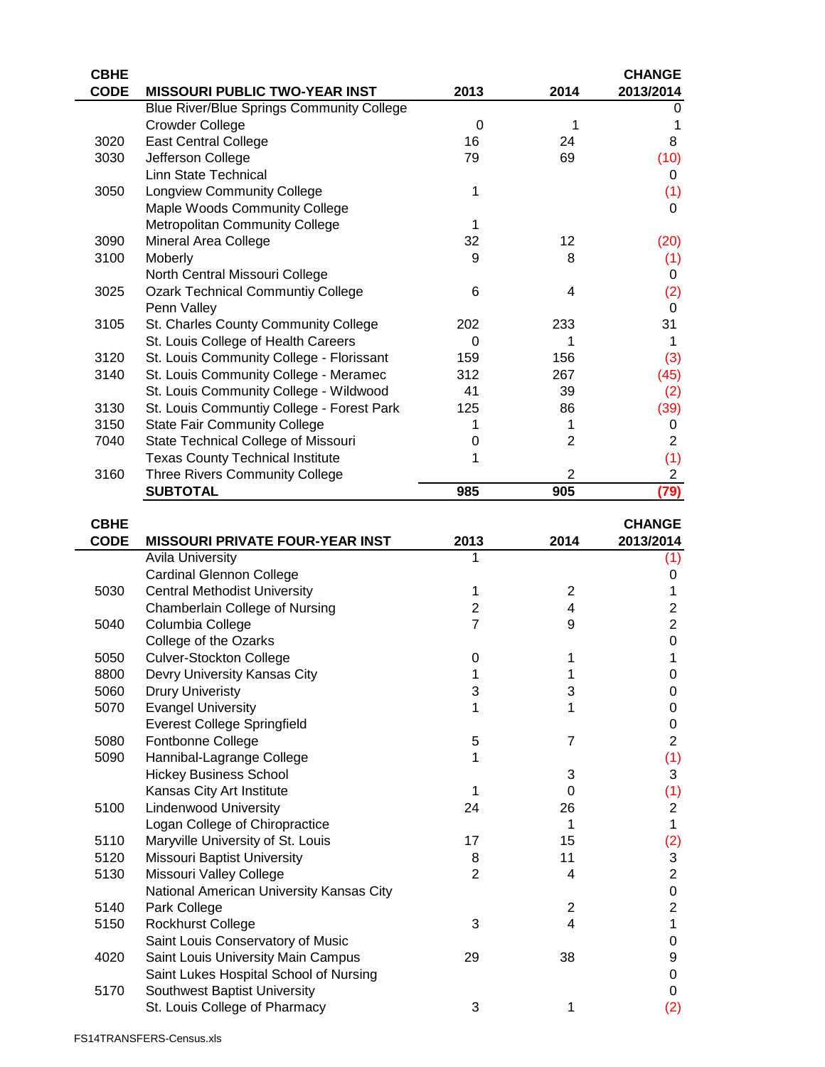| CBHE CODE | MISSOURI PUBLIC TWO-YEAR INST | 2013 | 2014 | CHANGE 2013/2014 |
|---|---|---|---|---|
| | Blue River/Blue Springs Community College | | | 0 |
| | Crowder College | 0 | 1 | 1 |
| 3020 | East Central College | 16 | 24 | 8 |
| 3030 | Jefferson College | 79 | 69 | (10) |
| | Linn State Technical | | | 0 |
| 3050 | Longview Community College | 1 | | (1) |
| | Maple Woods Community College | | | 0 |
| | Metropolitan Community College | 1 | | |
| 3090 | Mineral Area College | 32 | 12 | (20) |
| 3100 | Moberly | 9 | 8 | (1) |
| | North Central Missouri College | | | 0 |
| 3025 | Ozark Technical Communtiy College | 6 | 4 | (2) |
| | Penn Valley | | | 0 |
| 3105 | St. Charles County Community College | 202 | 233 | 31 |
| | St. Louis College of Health Careers | 0 | 1 | 1 |
| 3120 | St. Louis Community College - Florissant | 159 | 156 | (3) |
| 3140 | St. Louis Community College - Meramec | 312 | 267 | (45) |
| | St. Louis Community College - Wildwood | 41 | 39 | (2) |
| 3130 | St. Louis Communtiy College - Forest Park | 125 | 86 | (39) |
| 3150 | State Fair Community College | 1 | 1 | 0 |
| 7040 | State Technical College of Missouri | 0 | 2 | 2 |
| | Texas County Technical Institute | 1 | | (1) |
| 3160 | Three Rivers Community College | | 2 | 2 |
| | **SUBTOTAL** | **985** | **905** | **(79)** |

| CBHE CODE | MISSOURI PRIVATE FOUR-YEAR INST | 2013 | 2014 | CHANGE 2013/2014 |
|---|---|---|---|---|
| | Avila University | 1 | | (1) |
| | Cardinal Glennon College | | | 0 |
| 5030 | Central Methodist University | 1 | 2 | 1 |
| | Chamberlain College of Nursing | 2 | 4 | 2 |
| 5040 | Columbia College | 7 | 9 | 2 |
| | College of the Ozarks | | | 0 |
| 5050 | Culver-Stockton College | 0 | 1 | 1 |
| 8800 | Devry University Kansas City | 1 | 1 | 0 |
| 5060 | Drury Univeristy | 3 | 3 | 0 |
| 5070 | Evangel University | 1 | 1 | 0 |
| | Everest College Springfield | | | 0 |
| 5080 | Fontbonne College | 5 | 7 | 2 |
| 5090 | Hannibal-Lagrange College | 1 | | (1) |
| | Hickey Business School | | 3 | 3 |
| | Kansas City Art Institute | 1 | 0 | (1) |
| 5100 | Lindenwood University | 24 | 26 | 2 |
| | Logan College of Chiropractice | | 1 | 1 |
| 5110 | Maryville University of St. Louis | 17 | 15 | (2) |
| 5120 | Missouri Baptist University | 8 | 11 | 3 |
| 5130 | Missouri Valley College | 2 | 4 | 2 |
| | National American University Kansas City | | | 0 |
| 5140 | Park College | | 2 | 2 |
| 5150 | Rockhurst College | 3 | 4 | 1 |
| | Saint Louis Conservatory of Music | | | 0 |
| 4020 | Saint Louis University Main Campus | 29 | 38 | 9 |
| | Saint Lukes Hospital School of Nursing | | | 0 |
| 5170 | Southwest Baptist University | | | 0 |
| | St. Louis College of Pharmacy | 3 | 1 | (2) |

FS14TRANSFERS-Census.xls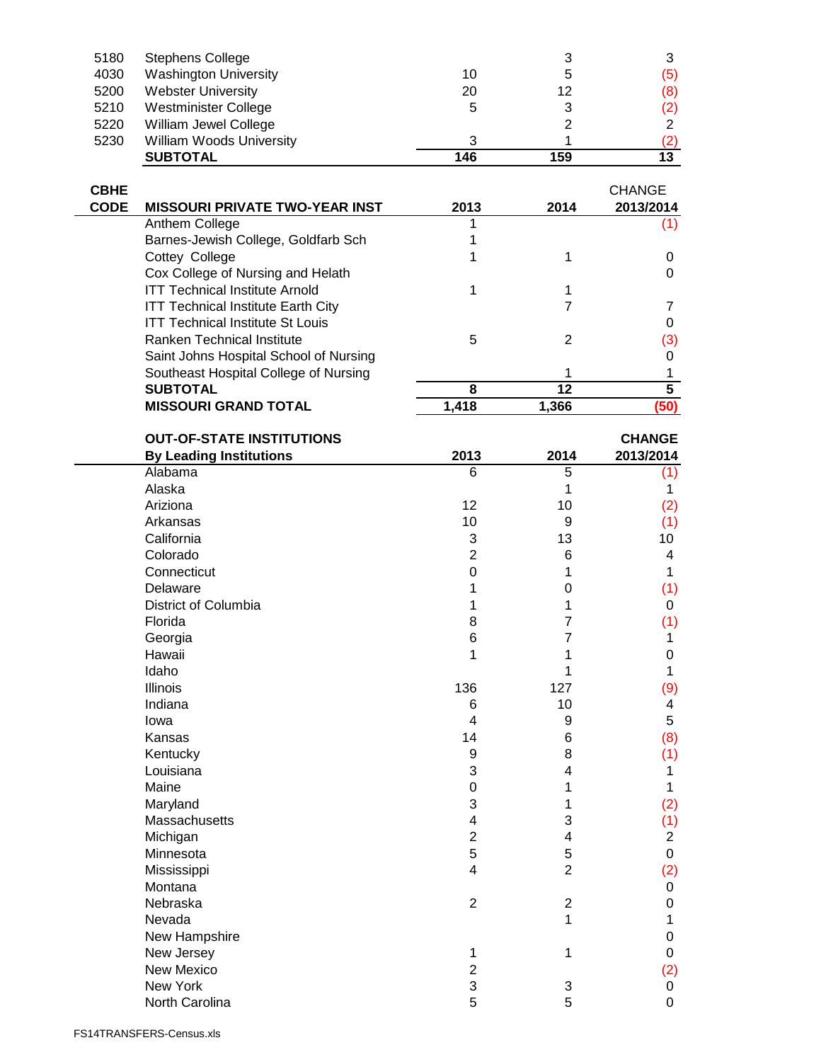| | | | | |
|---|---|---|---|---|
| 5180 | Stephens College | | 3 | 3 |
| 4030 | Washington University | 10 | 5 | (5) |
| 5200 | Webster University | 20 | 12 | (8) |
| 5210 | Westminister College | 5 | 3 | (2) |
| 5220 | William Jewel College | | 2 | 2 |
| 5230 | William Woods University | 3 | 1 | (2) |
| | **SUBTOTAL** | **146** | **159** | **13** |

| **CBHE CODE** | **MISSOURI PRIVATE TWO-YEAR INST** | **2013** | **2014** | CHANGE **2013/2014** |
|---|---|---|---|---|
| | Anthem College | 1 | | (1) |
| | Barnes-Jewish College, Goldfarb Sch | 1 | | |
| | Cottey College | 1 | 1 | 0 |
| | Cox College of Nursing and Helath | | | 0 |
| | ITT Technical Institute Arnold | 1 | 1 | |
| | ITT Technical Institute Earth City | | 7 | 7 |
| | ITT Technical Institute St Louis | | | 0 |
| | Ranken Technical Institute | 5 | 2 | (3) |
| | Saint Johns Hospital School of Nursing | | | 0 |
| | Southeast Hospital College of Nursing | | 1 | 1 |
| | **SUBTOTAL** | **8** | **12** | **5** |
| | **MISSOURI GRAND TOTAL** | **1,418** | **1,366** | **(50)** |

| **OUT-OF-STATE INSTITUTIONS By Leading Institutions** | **2013** | **2014** | **CHANGE 2013/2014** |
|---|---|---|---|
| Alabama | 6 | 5 | (1) |
| Alaska | | 1 | 1 |
| Ariziona | 12 | 10 | (2) |
| Arkansas | 10 | 9 | (1) |
| California | 3 | 13 | 10 |
| Colorado | 2 | 6 | 4 |
| Connecticut | 0 | 1 | 1 |
| Delaware | 1 | 0 | (1) |
| District of Columbia | 1 | 1 | 0 |
| Florida | 8 | 7 | (1) |
| Georgia | 6 | 7 | 1 |
| Hawaii | 1 | 1 | 0 |
| Idaho | | 1 | 1 |
| Illinois | 136 | 127 | (9) |
| Indiana | 6 | 10 | 4 |
| Iowa | 4 | 9 | 5 |
| Kansas | 14 | 6 | (8) |
| Kentucky | 9 | 8 | (1) |
| Louisiana | 3 | 4 | 1 |
| Maine | 0 | 1 | 1 |
| Maryland | 3 | 1 | (2) |
| Massachusetts | 4 | 3 | (1) |
| Michigan | 2 | 4 | 2 |
| Minnesota | 5 | 5 | 0 |
| Mississippi | 4 | 2 | (2) |
| Montana | | | 0 |
| Nebraska | 2 | 2 | 0 |
| Nevada | | 1 | 1 |
| New Hampshire | | | 0 |
| New Jersey | 1 | 1 | 0 |
| New Mexico | 2 | | (2) |
| New York | 3 | 3 | 0 |
| North Carolina | 5 | 5 | 0 |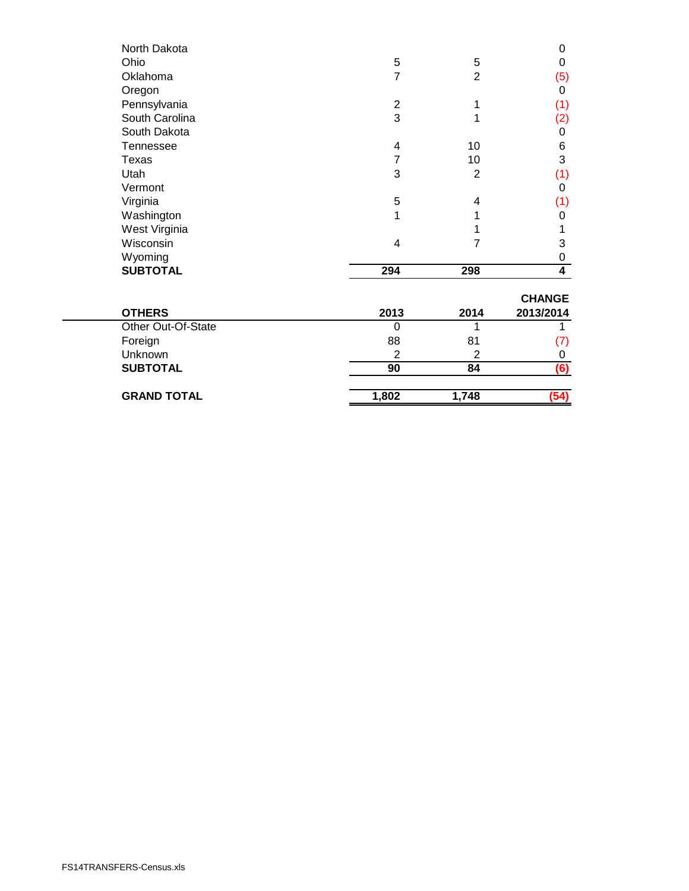| | | | |
|---|---|---|---|
| North Dakota | | | 0 |
| Ohio | 5 | 5 | 0 |
| Oklahoma | 7 | 2 | (5) |
| Oregon | | | 0 |
| Pennsylvania | 2 | 1 | (1) |
| South Carolina | 3 | 1 | (2) |
| South Dakota | | | 0 |
| Tennessee | 4 | 10 | 6 |
| Texas | 7 | 10 | 3 |
| Utah | 3 | 2 | (1) |
| Vermont | | | 0 |
| Virginia | 5 | 4 | (1) |
| Washington | 1 | 1 | 0 |
| West Virginia | | 1 | 1 |
| Wisconsin | 4 | 7 | 3 |
| Wyoming | | | 0 |
| **SUBTOTAL** | **294** | **298** | **4** |

| **OTHERS** | **2013** | **2014** | **CHANGE 2013/2014** |
|---|---|---|---|
| Other Out-Of-State | 0 | 1 | 1 |
| Foreign | 88 | 81 | (7) |
| Unknown | 2 | 2 | 0 |
| **SUBTOTAL** | **90** | **84** | **(6)** |
| | | | |
| **GRAND TOTAL** | **1,802** | **1,748** | **(54)** |

FS14TRANSFERS-Census.xls